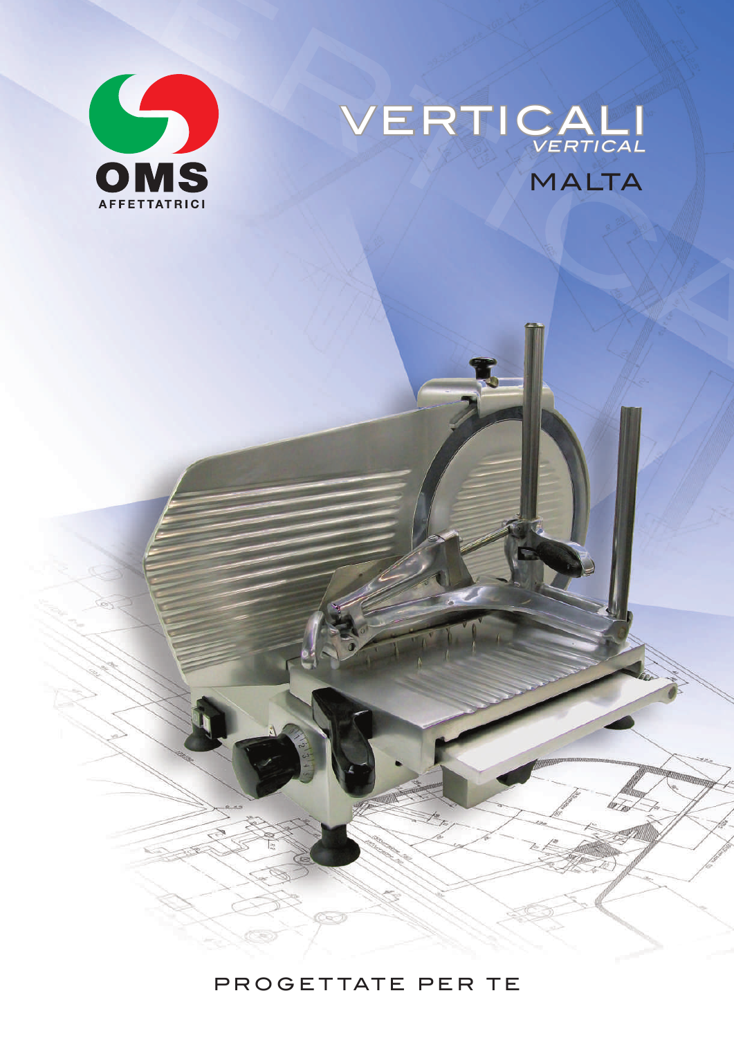OMS

AFFETTATRICI

# VERTICALI

*VERTICAL*

## MALTA

PROGETTATE PER TE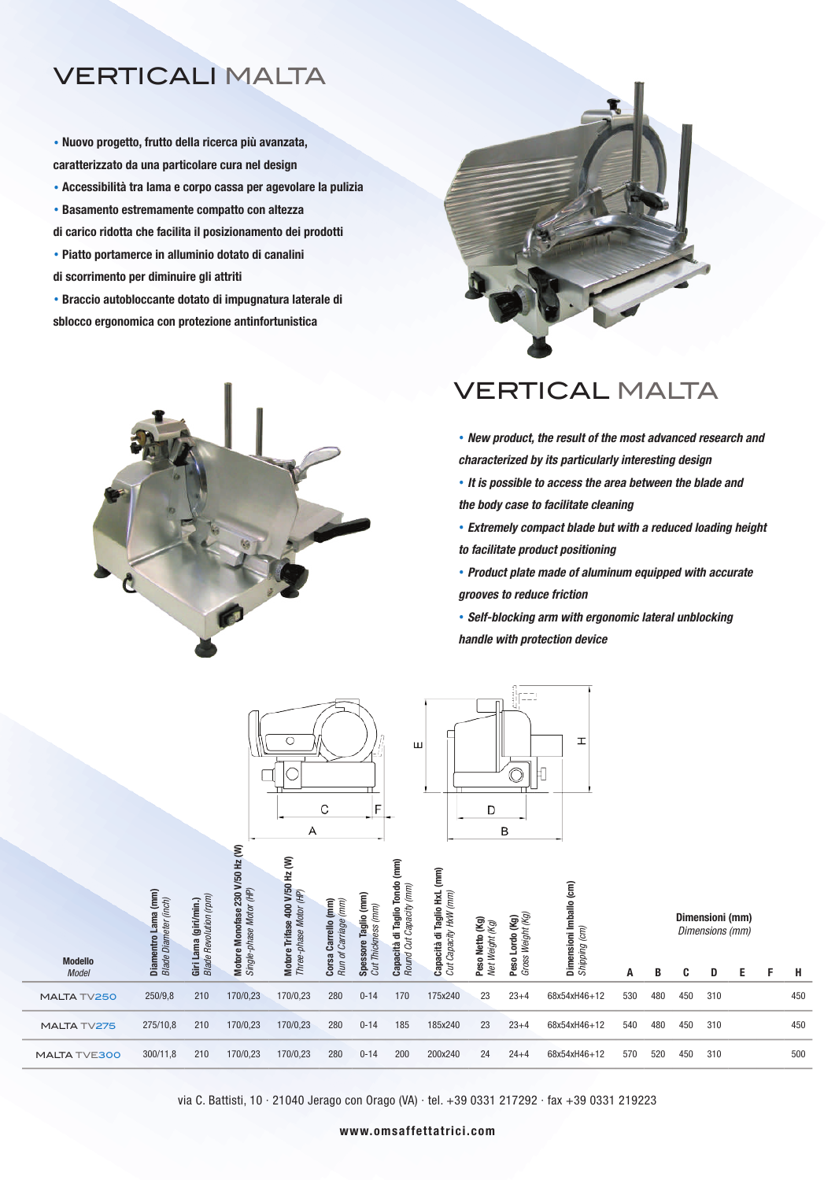# VERTICALI MALTA

- **Nuovo progetto, frutto della ricerca più avanzata, caratterizzato da una particolare cura nel design**
- **Accessibilità tra lama e corpo cassa per agevolare la pulizia**
- **Basamento estremamente compatto con altezza di carico ridotta che facilita il posizionamento dei prodotti**
- **Piatto portamerce in alluminio dotato di canalini di scorrimento per diminuire gli attriti**
- **Braccio autobloccante dotato di impugnatura laterale di sblocco ergonomica con protezione antinfortunistica**

# VERTICAL MALTA

- ***New product, the result of the most advanced research and characterized by its particularly interesting design***
- ***It is possible to access the area between the blade and the body case to facilitate cleaning***
- ***Extremely compact blade but with a reduced loading height to facilitate product positioning***
- ***Product plate made of aluminum equipped with accurate grooves to reduce friction***
- ***Self-blocking arm with ergonomic lateral unblocking handle with protection device***

| Modello *Model* | Diamentro Lama (mm) *Blade Diameter (inch)* | Giri Lama (giri/min.) *Blade Revolution (rpm)* | Motore Monofase 230 V/50 Hz (W) *Single-phase Motor (HP)* | Motore Trifase 400 V/50 Hz (W) *Three-phase Motor (HP)* | Corsa Carrello (mm) *Run of Carriage (mm)* | Spessore Taglio (mm) *Cut Thickness (mm)* | Capacità di Taglio Tondo (mm) *Round Cut Capacity (mm)* | Capacità di Taglio HxL (mm) *Cut Capacity HxW (mm)* | Peso Netto (Kg) *Net Weight (Kg)* | Peso Lordo (Kg) *Gross Weight (Kg)* | Dimensioni Imballo (cm) *Shipping (cm)* | Dimensioni (mm) *Dimensions (mm)* A | B | C | D | E | F | H |
|---|---|---|---|---|---|---|---|---|---|---|---|---|---|---|---|---|---|---|
| MALTA TV250 | 250/9,8 | 210 | 170/0,23 | 170/0,23 | 280 | 0-14 | 170 | 175x240 | 23 | 23+4 | 68x54xH46+12 | 530 | 480 | 450 | 310 | | | 450 |
| MALTA TV275 | 275/10,8 | 210 | 170/0,23 | 170/0,23 | 280 | 0-14 | 185 | 185x240 | 23 | 23+4 | 68x54xH46+12 | 540 | 480 | 450 | 310 | | | 450 |
| MALTA TVE300 | 300/11,8 | 210 | 170/0,23 | 170/0,23 | 280 | 0-14 | 200 | 200x240 | 24 | 24+4 | 68x54xH46+12 | 570 | 520 | 450 | 310 | | | 500 |

via C. Battisti, 10 · 21040 Jerago con Orago (VA) · tel. +39 0331 217292 · fax +39 0331 219223

**www.omsaffettatrici.com**